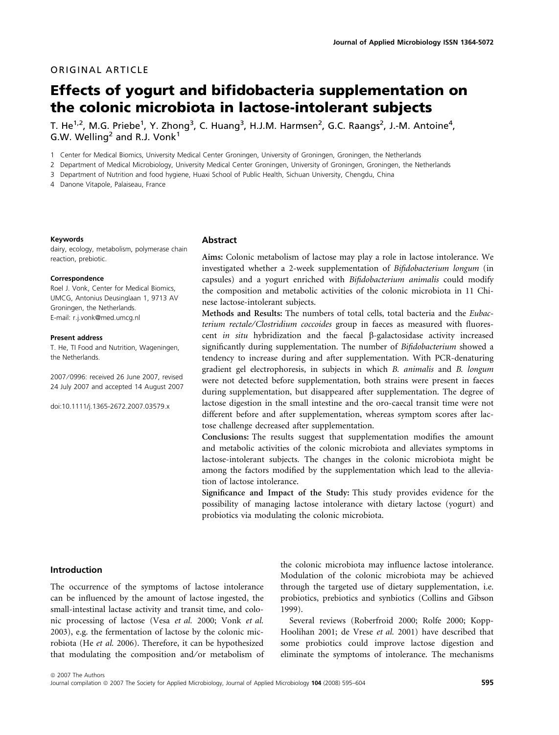ORIGINAL ARTICLE

# Effects of yogurt and bifidobacteria supplementation on the colonic microbiota in lactose-intolerant subjects

T. He[1,2], M.G. Priebe[1], Y. Zhong[3], C. Huang[3], H.J.M. Harmsen[2], G.C. Raangs[2], J.-M. Antoine[4], G.W. Welling[2] and R.J. Vonk[1]

1 Center for Medical Biomics, University Medical Center Groningen, University of Groningen, Groningen, the Netherlands

2 Department of Medical Microbiology, University Medical Center Groningen, University of Groningen, Groningen, the Netherlands

3 Department of Nutrition and food hygiene, Huaxi School of Public Health, Sichuan University, Chengdu, China

4 Danone Vitapole, Palaiseau, France

**Keywords**

dairy, ecology, metabolism, polymerase chain reaction, prebiotic.

**Correspondence**

Roel J. Vonk, Center for Medical Biomics, UMCG, Antonius Deusinglaan 1, 9713 AV Groningen, the Netherlands.
E-mail: r.j.vonk@med.umcg.nl

**Present address**

T. He, TI Food and Nutrition, Wageningen, the Netherlands.

2007/0996: received 26 June 2007, revised 24 July 2007 and accepted 14 August 2007

doi:10.1111/j.1365-2672.2007.03579.x

## Abstract

**Aims:** Colonic metabolism of lactose may play a role in lactose intolerance. We investigated whether a 2-week supplementation of *Bifidobacterium longum* (in capsules) and a yogurt enriched with *Bifidobacterium animalis* could modify the composition and metabolic activities of the colonic microbiota in 11 Chinese lactose-intolerant subjects.

**Methods and Results:** The numbers of total cells, total bacteria and the *Eubacterium rectale/Clostridium coccoides* group in faeces as measured with fluorescent *in situ* hybridization and the faecal β-galactosidase activity increased significantly during supplementation. The number of *Bifidobacterium* showed a tendency to increase during and after supplementation. With PCR-denaturing gradient gel electrophoresis, in subjects in which *B. animalis* and *B. longum* were not detected before supplementation, both strains were present in faeces during supplementation, but disappeared after supplementation. The degree of lactose digestion in the small intestine and the oro-caecal transit time were not different before and after supplementation, whereas symptom scores after lactose challenge decreased after supplementation.

**Conclusions:** The results suggest that supplementation modifies the amount and metabolic activities of the colonic microbiota and alleviates symptoms in lactose-intolerant subjects. The changes in the colonic microbiota might be among the factors modified by the supplementation which lead to the alleviation of lactose intolerance.

**Significance and Impact of the Study:** This study provides evidence for the possibility of managing lactose intolerance with dietary lactose (yogurt) and probiotics via modulating the colonic microbiota.

## Introduction

The occurrence of the symptoms of lactose intolerance can be influenced by the amount of lactose ingested, the small-intestinal lactase activity and transit time, and colonic processing of lactose (Vesa *et al.* 2000; Vonk *et al.* 2003), e.g. the fermentation of lactose by the colonic microbiota (He *et al.* 2006). Therefore, it can be hypothesized that modulating the composition and/or metabolism of the colonic microbiota may influence lactose intolerance. Modulation of the colonic microbiota may be achieved through the targeted use of dietary supplementation, i.e. probiotics, prebiotics and synbiotics (Collins and Gibson 1999).

Several reviews (Roberfroid 2000; Rolfe 2000; Kopp-Hoolihan 2001; de Vrese *et al.* 2001) have described that some probiotics could improve lactose digestion and eliminate the symptoms of intolerance. The mechanisms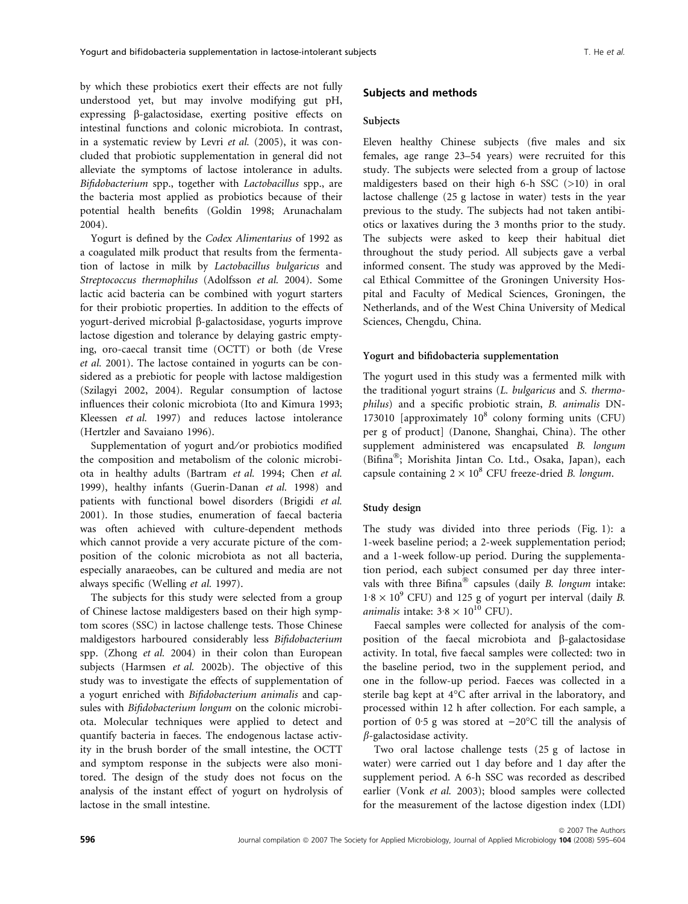by which these probiotics exert their effects are not fully understood yet, but may involve modifying gut pH, expressing β-galactosidase, exerting positive effects on intestinal functions and colonic microbiota. In contrast, in a systematic review by Levri *et al.* (2005), it was concluded that probiotic supplementation in general did not alleviate the symptoms of lactose intolerance in adults. *Bifidobacterium* spp., together with *Lactobacillus* spp., are the bacteria most applied as probiotics because of their potential health benefits (Goldin 1998; Arunachalam 2004).

Yogurt is defined by the *Codex Alimentarius* of 1992 as a coagulated milk product that results from the fermentation of lactose in milk by *Lactobacillus bulgaricus* and *Streptococcus thermophilus* (Adolfsson *et al.* 2004). Some lactic acid bacteria can be combined with yogurt starters for their probiotic properties. In addition to the effects of yogurt-derived microbial β-galactosidase, yogurts improve lactose digestion and tolerance by delaying gastric emptying, oro-caecal transit time (OCTT) or both (de Vrese *et al.* 2001). The lactose contained in yogurts can be considered as a prebiotic for people with lactose maldigestion (Szilagyi 2002, 2004). Regular consumption of lactose influences their colonic microbiota (Ito and Kimura 1993; Kleessen *et al.* 1997) and reduces lactose intolerance (Hertzler and Savaiano 1996).

Supplementation of yogurt and/or probiotics modified the composition and metabolism of the colonic microbiota in healthy adults (Bartram *et al.* 1994; Chen *et al.* 1999), healthy infants (Guerin-Danan *et al.* 1998) and patients with functional bowel disorders (Brigidi *et al.* 2001). In those studies, enumeration of faecal bacteria was often achieved with culture-dependent methods which cannot provide a very accurate picture of the composition of the colonic microbiota as not all bacteria, especially anaraeobes, can be cultured and media are not always specific (Welling *et al.* 1997).

The subjects for this study were selected from a group of Chinese lactose maldigesters based on their high symptom scores (SSC) in lactose challenge tests. Those Chinese maldigestors harboured considerably less *Bifidobacterium* spp. (Zhong *et al.* 2004) in their colon than European subjects (Harmsen *et al.* 2002b). The objective of this study was to investigate the effects of supplementation of a yogurt enriched with *Bifidobacterium animalis* and capsules with *Bifidobacterium longum* on the colonic microbiota. Molecular techniques were applied to detect and quantify bacteria in faeces. The endogenous lactase activity in the brush border of the small intestine, the OCTT and symptom response in the subjects were also monitored. The design of the study does not focus on the analysis of the instant effect of yogurt on hydrolysis of lactose in the small intestine.

## Subjects and methods

### Subjects

Eleven healthy Chinese subjects (five males and six females, age range 23–54 years) were recruited for this study. The subjects were selected from a group of lactose maldigesters based on their high 6-h SSC (>10) in oral lactose challenge (25 g lactose in water) tests in the year previous to the study. The subjects had not taken antibiotics or laxatives during the 3 months prior to the study. The subjects were asked to keep their habitual diet throughout the study period. All subjects gave a verbal informed consent. The study was approved by the Medical Ethical Committee of the Groningen University Hospital and Faculty of Medical Sciences, Groningen, the Netherlands, and of the West China University of Medical Sciences, Chengdu, China.

### Yogurt and bifidobacteria supplementation

The yogurt used in this study was a fermented milk with the traditional yogurt strains (*L. bulgaricus* and *S. thermophilus*) and a specific probiotic strain, *B. animalis* DN-173010 [approximately $10^8$ colony forming units (CFU) per g of product] (Danone, Shanghai, China). The other supplement administered was encapsulated *B. longum* (Bifina®; Morishita Jintan Co. Ltd., Osaka, Japan), each capsule containing $2 \times 10^8$ CFU freeze-dried *B. longum*.

### Study design

The study was divided into three periods (Fig. 1): a 1-week baseline period; a 2-week supplementation period; and a 1-week follow-up period. During the supplementation period, each subject consumed per day three intervals with three Bifina® capsules (daily *B. longum* intake: $1{\cdot}8 \times 10^9$ CFU) and 125 g of yogurt per interval (daily *B. animalis* intake: $3{\cdot}8 \times 10^{10}$ CFU).

Faecal samples were collected for analysis of the composition of the faecal microbiota and β-galactosidase activity. In total, five faecal samples were collected: two in the baseline period, two in the supplement period, and one in the follow-up period. Faeces was collected in a sterile bag kept at 4°C after arrival in the laboratory, and processed within 12 h after collection. For each sample, a portion of 0·5 g was stored at −20°C till the analysis of *β*-galactosidase activity.

Two oral lactose challenge tests (25 g of lactose in water) were carried out 1 day before and 1 day after the supplement period. A 6-h SSC was recorded as described earlier (Vonk *et al.* 2003); blood samples were collected for the measurement of the lactose digestion index (LDI)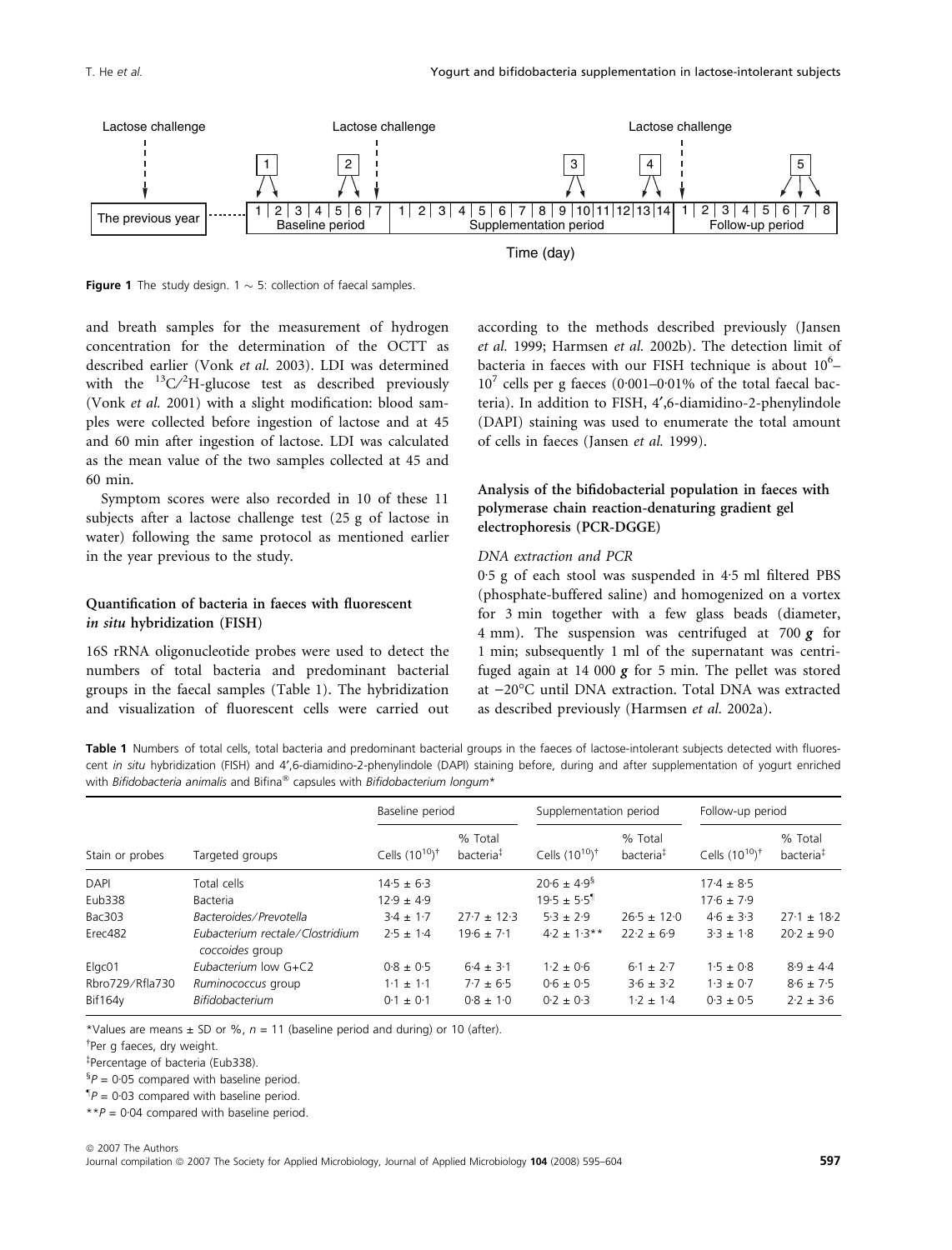Lactose challenge — Lactose challenge — Lactose challenge

The previous year | Baseline period (days 1–7) | Supplementation period (days 1–14) | Follow-up period (days 1–8)

Time (day)

**Figure 1** The study design. 1 ~ 5: collection of faecal samples.

and breath samples for the measurement of hydrogen concentration for the determination of the OCTT as described earlier (Vonk *et al.* 2003). LDI was determined with the $^{13}C/^{2}H$-glucose test as described previously (Vonk *et al.* 2001) with a slight modification: blood samples were collected before ingestion of lactose and at 45 and 60 min after ingestion of lactose. LDI was calculated as the mean value of the two samples collected at 45 and 60 min.

Symptom scores were also recorded in 10 of these 11 subjects after a lactose challenge test (25 g of lactose in water) following the same protocol as mentioned earlier in the year previous to the study.

### Quantification of bacteria in faeces with fluorescent *in situ* hybridization (FISH)

16S rRNA oligonucleotide probes were used to detect the numbers of total bacteria and predominant bacterial groups in the faecal samples (Table 1). The hybridization and visualization of fluorescent cells were carried out according to the methods described previously (Jansen *et al.* 1999; Harmsen *et al.* 2002b). The detection limit of bacteria in faeces with our FISH technique is about $10^6$–$10^7$ cells per g faeces (0·001–0·01% of the total faecal bacteria). In addition to FISH, 4′,6-diamidino-2-phenylindole (DAPI) staining was used to enumerate the total amount of cells in faeces (Jansen *et al.* 1999).

### Analysis of the bifidobacterial population in faeces with polymerase chain reaction-denaturing gradient gel electrophoresis (PCR-DGGE)

#### *DNA extraction and PCR*

0·5 g of each stool was suspended in 4·5 ml filtered PBS (phosphate-buffered saline) and homogenized on a vortex for 3 min together with a few glass beads (diameter, 4 mm). The suspension was centrifuged at 700 ***g*** for 1 min; subsequently 1 ml of the supernatant was centrifuged again at 14 000 ***g*** for 5 min. The pellet was stored at −20°C until DNA extraction. Total DNA was extracted as described previously (Harmsen *et al.* 2002a).

**Table 1** Numbers of total cells, total bacteria and predominant bacterial groups in the faeces of lactose-intolerant subjects detected with fluorescent *in situ* hybridization (FISH) and 4′,6-diamidino-2-phenylindole (DAPI) staining before, during and after supplementation of yogurt enriched with *Bifidobacteria animalis* and Bifina® capsules with *Bifidobacterium longum*\*

| | | Baseline period | | Supplementation period | | Follow-up period | |
|---|---|---|---|---|---|---|---|
| Stain or probes | Targeted groups | Cells ($10^{10}$)† | % Total bacteria‡ | Cells ($10^{10}$)† | % Total bacteria‡ | Cells ($10^{10}$)† | % Total bacteria‡ |
| DAPI | Total cells | 14·5 ± 6·3 | | 20·6 ± 4·9§ | | 17·4 ± 8·5 | |
| Eub338 | Bacteria | 12·9 ± 4·9 | | 19·5 ± 5·5¶ | | 17·6 ± 7·9 | |
| Bac303 | *Bacteroides/Prevotella* | 3·4 ± 1·7 | 27·7 ± 12·3 | 5·3 ± 2·9 | 26·5 ± 12·0 | 4·6 ± 3·3 | 27·1 ± 18·2 |
| Erec482 | *Eubacterium rectale/Clostridium coccoides* group | 2·5 ± 1·4 | 19·6 ± 7·1 | 4·2 ± 1·3\*\* | 22·2 ± 6·9 | 3·3 ± 1·8 | 20·2 ± 9·0 |
| Elgc01 | *Eubacterium* low G+C2 | 0·8 ± 0·5 | 6·4 ± 3·1 | 1·2 ± 0·6 | 6·1 ± 2·7 | 1·5 ± 0·8 | 8·9 ± 4·4 |
| Rbro729/Rfla730 | *Ruminococcus* group | 1·1 ± 1·1 | 7·7 ± 6·5 | 0·6 ± 0·5 | 3·6 ± 3·2 | 1·3 ± 0·7 | 8·6 ± 7·5 |
| Bif164y | *Bifidobacterium* | 0·1 ± 0·1 | 0·8 ± 1·0 | 0·2 ± 0·3 | 1·2 ± 1·4 | 0·3 ± 0·5 | 2·2 ± 3·6 |

\*Values are means ± SD or %, $n = 11$ (baseline period and during) or 10 (after).

†Per g faeces, dry weight.

‡Percentage of bacteria (Eub338).

§$P = 0{\cdot}05$ compared with baseline period.

¶$P = 0{\cdot}03$ compared with baseline period.

\*\*$P = 0{\cdot}04$ compared with baseline period.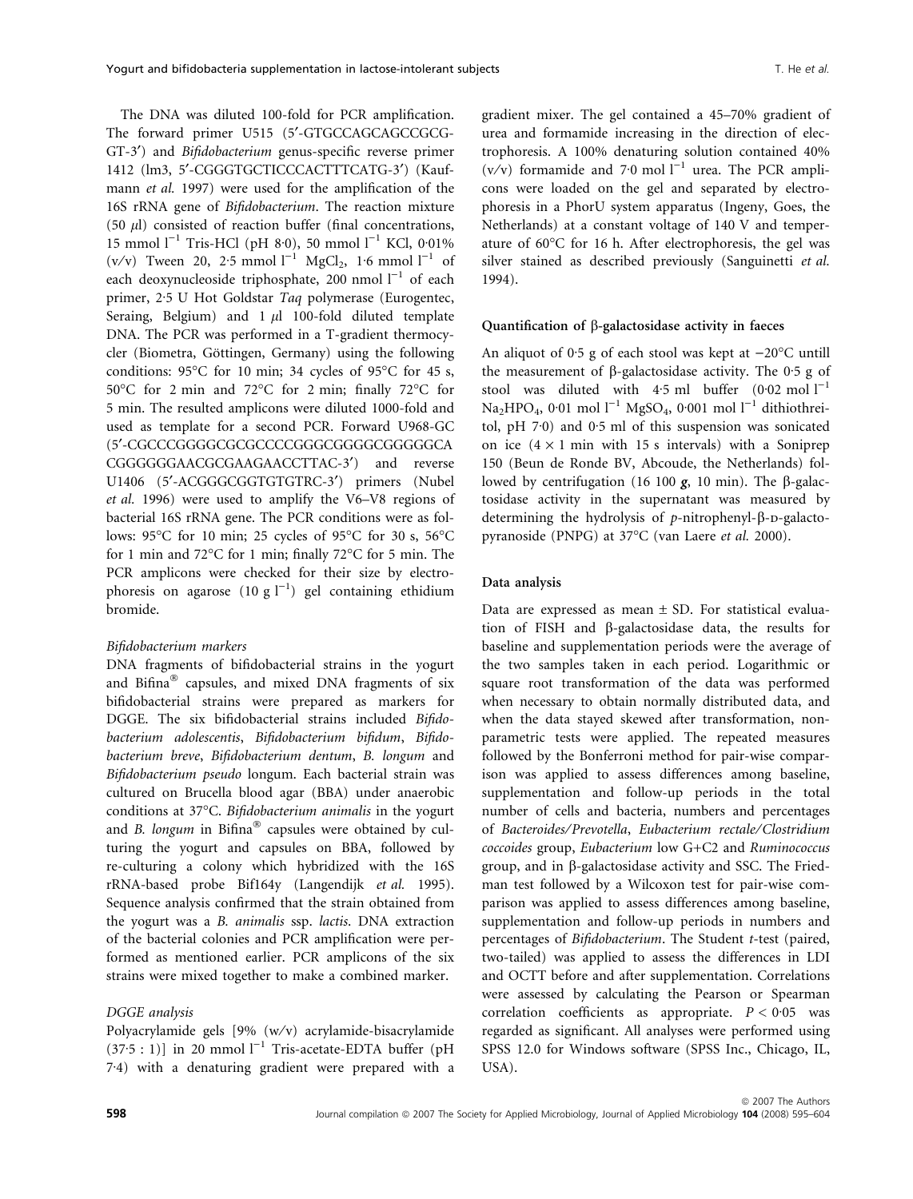The DNA was diluted 100-fold for PCR amplification. The forward primer U515 (5′-GTGCCAGCAGCCGCG-GT-3′) and *Bifidobacterium* genus-specific reverse primer 1412 (lm3, 5′-CGGGTGCTICCCACTTTCATG-3′) (Kaufmann *et al.* 1997) were used for the amplification of the 16S rRNA gene of *Bifidobacterium*. The reaction mixture (50 $\mu$l) consisted of reaction buffer (final concentrations, 15 mmol $l^{-1}$ Tris-HCl (pH 8·0), 50 mmol $l^{-1}$ KCl, 0·01% (v/v) Tween 20, 2·5 mmol $l^{-1}$ $MgCl_2$, 1·6 mmol $l^{-1}$ of each deoxynucleoside triphosphate, 200 nmol $l^{-1}$ of each primer, 2·5 U Hot Goldstar *Taq* polymerase (Eurogentec, Seraing, Belgium) and 1 $\mu$l 100-fold diluted template DNA. The PCR was performed in a T-gradient thermocycler (Biometra, Göttingen, Germany) using the following conditions: 95°C for 10 min; 34 cycles of 95°C for 45 s, 50°C for 2 min and 72°C for 2 min; finally 72°C for 5 min. The resulted amplicons were diluted 1000-fold and used as template for a second PCR. Forward U968-GC (5′-CGCCCGGGGCGCGCCCCGGGCGGGGCGGGGGCA CGGGGGGAACGCGAAGAACCTTAC-3′) and reverse U1406 (5′-ACGGGCGGTGTGTRC-3′) primers (Nubel *et al.* 1996) were used to amplify the V6–V8 regions of bacterial 16S rRNA gene. The PCR conditions were as follows: 95°C for 10 min; 25 cycles of 95°C for 30 s, 56°C for 1 min and 72°C for 1 min; finally 72°C for 5 min. The PCR amplicons were checked for their size by electrophoresis on agarose (10 g $l^{-1}$) gel containing ethidium bromide.

### *Bifidobacterium markers*

DNA fragments of bifidobacterial strains in the yogurt and Bifina® capsules, and mixed DNA fragments of six bifidobacterial strains were prepared as markers for DGGE. The six bifidobacterial strains included *Bifidobacterium adolescentis*, *Bifidobacterium bifidum*, *Bifidobacterium breve*, *Bifidobacterium dentum*, *B. longum* and *Bifidobacterium pseudo* longum. Each bacterial strain was cultured on Brucella blood agar (BBA) under anaerobic conditions at 37°C. *Bifidobacterium animalis* in the yogurt and *B. longum* in Bifina® capsules were obtained by culturing the yogurt and capsules on BBA, followed by re-culturing a colony which hybridized with the 16S rRNA-based probe Bif164y (Langendijk *et al.* 1995). Sequence analysis confirmed that the strain obtained from the yogurt was a *B. animalis* ssp. *lactis*. DNA extraction of the bacterial colonies and PCR amplification were performed as mentioned earlier. PCR amplicons of the six strains were mixed together to make a combined marker.

### *DGGE analysis*

Polyacrylamide gels [9% (w/v) acrylamide-bisacrylamide (37·5 : 1)] in 20 mmol $l^{-1}$ Tris-acetate-EDTA buffer (pH 7·4) with a denaturing gradient were prepared with a gradient mixer. The gel contained a 45–70% gradient of urea and formamide increasing in the direction of electrophoresis. A 100% denaturing solution contained 40% (v/v) formamide and 7·0 mol $l^{-1}$ urea. The PCR amplicons were loaded on the gel and separated by electrophoresis in a PhorU system apparatus (Ingeny, Goes, the Netherlands) at a constant voltage of 140 V and temperature of 60°C for 16 h. After electrophoresis, the gel was silver stained as described previously (Sanguinetti *et al.* 1994).

## Quantification of β-galactosidase activity in faeces

An aliquot of 0·5 g of each stool was kept at −20°C untill the measurement of β-galactosidase activity. The 0·5 g of stool was diluted with 4·5 ml buffer (0·02 mol $l^{-1}$ $Na_2HPO_4$, 0·01 mol $l^{-1}$ $MgSO_4$, 0·001 mol $l^{-1}$ dithiothreitol, pH 7·0) and 0·5 ml of this suspension was sonicated on ice (4 × 1 min with 15 s intervals) with a Soniprep 150 (Beun de Ronde BV, Abcoude, the Netherlands) followed by centrifugation (16 100 ***g***, 10 min). The β-galactosidase activity in the supernatant was measured by determining the hydrolysis of *p*-nitrophenyl-β-D-galactopyranoside (PNPG) at 37°C (van Laere *et al.* 2000).

## Data analysis

Data are expressed as mean ± SD. For statistical evaluation of FISH and β-galactosidase data, the results for baseline and supplementation periods were the average of the two samples taken in each period. Logarithmic or square root transformation of the data was performed when necessary to obtain normally distributed data, and when the data stayed skewed after transformation, nonparametric tests were applied. The repeated measures followed by the Bonferroni method for pair-wise comparison was applied to assess differences among baseline, supplementation and follow-up periods in the total number of cells and bacteria, numbers and percentages of *Bacteroides/Prevotella*, *Eubacterium rectale/Clostridium coccoides* group, *Eubacterium* low G+C2 and *Ruminococcus* group, and in β-galactosidase activity and SSC. The Friedman test followed by a Wilcoxon test for pair-wise comparison was applied to assess differences among baseline, supplementation and follow-up periods in numbers and percentages of *Bifidobacterium*. The Student *t*-test (paired, two-tailed) was applied to assess the differences in LDI and OCTT before and after supplementation. Correlations were assessed by calculating the Pearson or Spearman correlation coefficients as appropriate. $P < 0{\cdot}05$ was regarded as significant. All analyses were performed using SPSS 12.0 for Windows software (SPSS Inc., Chicago, IL, USA).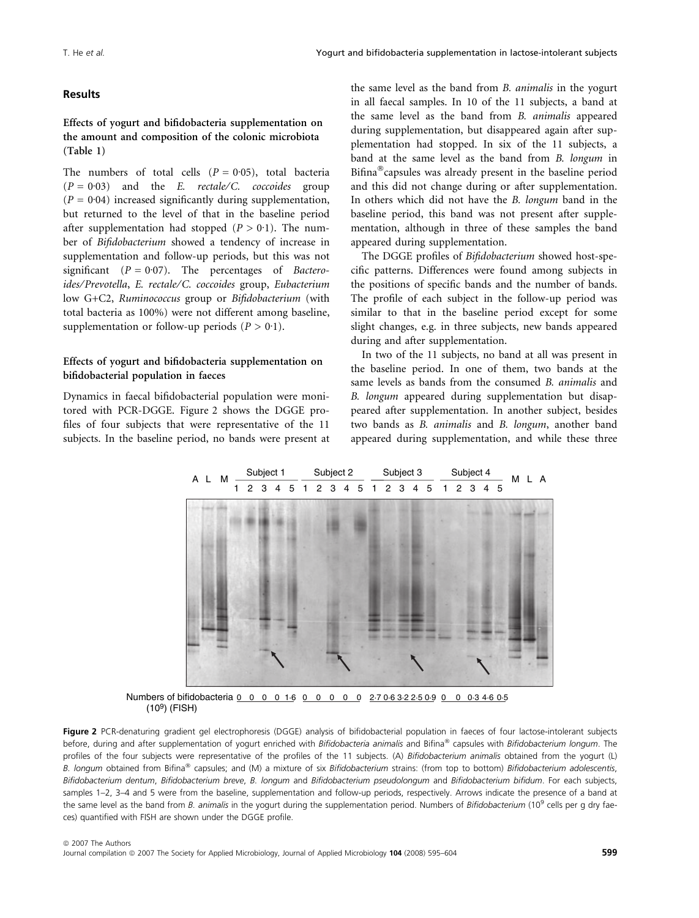## Results

### Effects of yogurt and bifidobacteria supplementation on the amount and composition of the colonic microbiota (Table 1)

The numbers of total cells ($P = 0{\cdot}05$), total bacteria ($P = 0{\cdot}03$) and the *E. rectale/C. coccoides* group ($P = 0{\cdot}04$) increased significantly during supplementation, but returned to the level of that in the baseline period after supplementation had stopped ($P > 0{\cdot}1$). The number of *Bifidobacterium* showed a tendency of increase in supplementation and follow-up periods, but this was not significant ($P = 0{\cdot}07$). The percentages of *Bacteroides/Prevotella*, *E. rectale/C. coccoides* group, *Eubacterium* low G+C2, *Ruminococcus* group or *Bifidobacterium* (with total bacteria as 100%) were not different among baseline, supplementation or follow-up periods ($P > 0{\cdot}1$).

### Effects of yogurt and bifidobacteria supplementation on bifidobacterial population in faeces

Dynamics in faecal bifidobacterial population were monitored with PCR-DGGE. Figure 2 shows the DGGE profiles of four subjects that were representative of the 11 subjects. In the baseline period, no bands were present at the same level as the band from *B. animalis* in the yogurt in all faecal samples. In 10 of the 11 subjects, a band at the same level as the band from *B. animalis* appeared during supplementation, but disappeared again after supplementation had stopped. In six of the 11 subjects, a band at the same level as the band from *B. longum* in Bifina® capsules was already present in the baseline period and this did not change during or after supplementation. In others which did not have the *B. longum* band in the baseline period, this band was not present after supplementation, although in three of these samples the band appeared during supplementation.

The DGGE profiles of *Bifidobacterium* showed host-specific patterns. Differences were found among subjects in the positions of specific bands and the number of bands. The profile of each subject in the follow-up period was similar to that in the baseline period except for some slight changes, e.g. in three subjects, new bands appeared during and after supplementation.

In two of the 11 subjects, no band at all was present in the baseline period. In one of them, two bands at the same levels as bands from the consumed *B. animalis* and *B. longum* appeared during supplementation but disappeared after supplementation. In another subject, besides two bands as *B. animalis* and *B. longum*, another band appeared during supplementation, and while these three

Numbers of bifidobacteria ($10^9$) (FISH): Subject 1: 0 0 0 0 1·6; Subject 2: 0 0 0 0 0; Subject 3: 2·7 0·6 3·2 2·5 0·9; Subject 4: 0 0 0·3 4·6 0·5

**Figure 2** PCR-denaturing gradient gel electrophoresis (DGGE) analysis of bifidobacterial population in faeces of four lactose-intolerant subjects before, during and after supplementation of yogurt enriched with *Bifidobacteria animalis* and Bifina® capsules with *Bifidobacterium longum*. The profiles of the four subjects were representative of the profiles of the 11 subjects. (A) *Bifidobacterium animalis* obtained from the yogurt (L) *B. longum* obtained from Bifina® capsules; and (M) a mixture of six *Bifidobacterium* strains: (from top to bottom) *Bifidobacterium adolescentis*, *Bifidobacterium dentum*, *Bifidobacterium breve*, *B. longum* and *Bifidobacterium pseudolongum* and *Bifidobacterium bifidum*. For each subjects, samples 1–2, 3–4 and 5 were from the baseline, supplementation and follow-up periods, respectively. Arrows indicate the presence of a band at the same level as the band from *B. animalis* in the yogurt during the supplementation period. Numbers of *Bifidobacterium* ($10^9$ cells per g dry faeces) quantified with FISH are shown under the DGGE profile.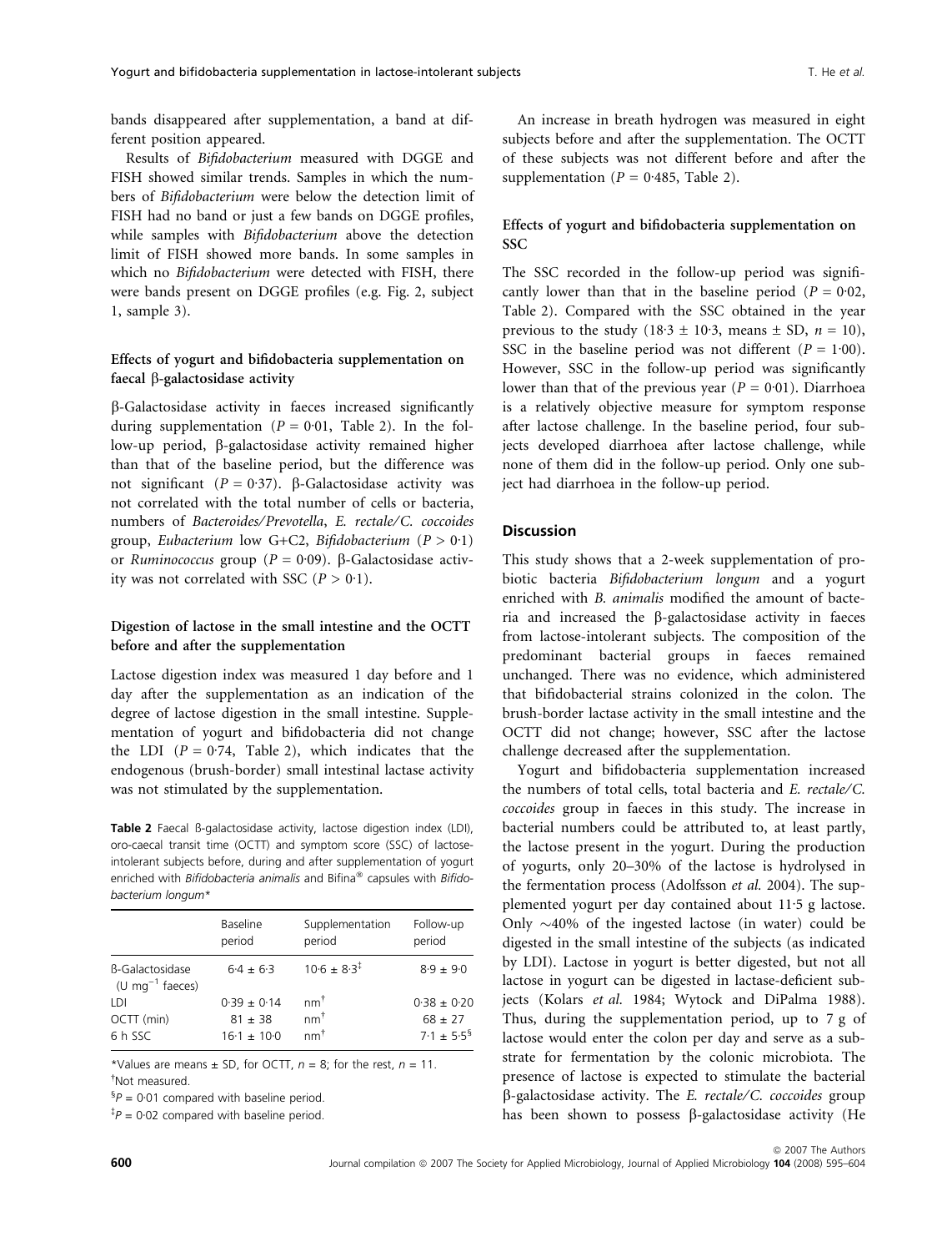bands disappeared after supplementation, a band at different position appeared.

Results of *Bifidobacterium* measured with DGGE and FISH showed similar trends. Samples in which the numbers of *Bifidobacterium* were below the detection limit of FISH had no band or just a few bands on DGGE profiles, while samples with *Bifidobacterium* above the detection limit of FISH showed more bands. In some samples in which no *Bifidobacterium* were detected with FISH, there were bands present on DGGE profiles (e.g. Fig. 2, subject 1, sample 3).

### Effects of yogurt and bifidobacteria supplementation on faecal β-galactosidase activity

β-Galactosidase activity in faeces increased significantly during supplementation ($P = 0{\cdot}01$, Table 2). In the follow-up period, β-galactosidase activity remained higher than that of the baseline period, but the difference was not significant ($P = 0{\cdot}37$). β-Galactosidase activity was not correlated with the total number of cells or bacteria, numbers of *Bacteroides/Prevotella*, *E. rectale/C. coccoides* group, *Eubacterium* low G+C2, *Bifidobacterium* ($P > 0{\cdot}1$) or *Ruminococcus* group ($P = 0{\cdot}09$). β-Galactosidase activity was not correlated with SSC ($P > 0{\cdot}1$).

### Digestion of lactose in the small intestine and the OCTT before and after the supplementation

Lactose digestion index was measured 1 day before and 1 day after the supplementation as an indication of the degree of lactose digestion in the small intestine. Supplementation of yogurt and bifidobacteria did not change the LDI ($P = 0{\cdot}74$, Table 2), which indicates that the endogenous (brush-border) small intestinal lactase activity was not stimulated by the supplementation.

**Table 2** Faecal ß-galactosidase activity, lactose digestion index (LDI), oro-caecal transit time (OCTT) and symptom score (SSC) of lactose-intolerant subjects before, during and after supplementation of yogurt enriched with *Bifidobacteria animalis* and Bifina® capsules with *Bifidobacterium longum**

| | Baseline period | Supplementation period | Follow-up period |
|---|---|---|---|
| ß-Galactosidase (U mg$^{-1}$ faeces) | 6·4 ± 6·3 | 10·6 ± 8·3[‡] | 8·9 ± 9·0 |
| LDI | 0·39 ± 0·14 | nm[†] | 0·38 ± 0·20 |
| OCTT (min) | 81 ± 38 | nm[†] | 68 ± 27 |
| 6 h SSC | 16·1 ± 10·0 | nm[†] | 7·1 ± 5·5[§] |

*Values are means ± SD, for OCTT, $n = 8$; for the rest, $n = 11$.
[†]Not measured.
[§]$P = 0{\cdot}01$ compared with baseline period.
[‡]$P = 0{\cdot}02$ compared with baseline period.

An increase in breath hydrogen was measured in eight subjects before and after the supplementation. The OCTT of these subjects was not different before and after the supplementation ($P = 0{\cdot}485$, Table 2).

### Effects of yogurt and bifidobacteria supplementation on SSC

The SSC recorded in the follow-up period was significantly lower than that in the baseline period ($P = 0{\cdot}02$, Table 2). Compared with the SSC obtained in the year previous to the study (18·3 ± 10·3, means ± SD, $n = 10$), SSC in the baseline period was not different ($P = 1{\cdot}00$). However, SSC in the follow-up period was significantly lower than that of the previous year ($P = 0{\cdot}01$). Diarrhoea is a relatively objective measure for symptom response after lactose challenge. In the baseline period, four subjects developed diarrhoea after lactose challenge, while none of them did in the follow-up period. Only one subject had diarrhoea in the follow-up period.

## Discussion

This study shows that a 2-week supplementation of probiotic bacteria *Bifidobacterium longum* and a yogurt enriched with *B. animalis* modified the amount of bacteria and increased the β-galactosidase activity in faeces from lactose-intolerant subjects. The composition of the predominant bacterial groups in faeces remained unchanged. There was no evidence, which administered that bifidobacterial strains colonized in the colon. The brush-border lactase activity in the small intestine and the OCTT did not change; however, SSC after the lactose challenge decreased after the supplementation.

Yogurt and bifidobacteria supplementation increased the numbers of total cells, total bacteria and *E. rectale/C. coccoides* group in faeces in this study. The increase in bacterial numbers could be attributed to, at least partly, the lactose present in the yogurt. During the production of yogurts, only 20–30% of the lactose is hydrolysed in the fermentation process (Adolfsson *et al.* 2004). The supplemented yogurt per day contained about 11·5 g lactose. Only ~40% of the ingested lactose (in water) could be digested in the small intestine of the subjects (as indicated by LDI). Lactose in yogurt is better digested, but not all lactose in yogurt can be digested in lactase-deficient subjects (Kolars *et al.* 1984; Wytock and DiPalma 1988). Thus, during the supplementation period, up to 7 g of lactose would enter the colon per day and serve as a substrate for fermentation by the colonic microbiota. The presence of lactose is expected to stimulate the bacterial β-galactosidase activity. The *E. rectale/C. coccoides* group has been shown to possess β-galactosidase activity (He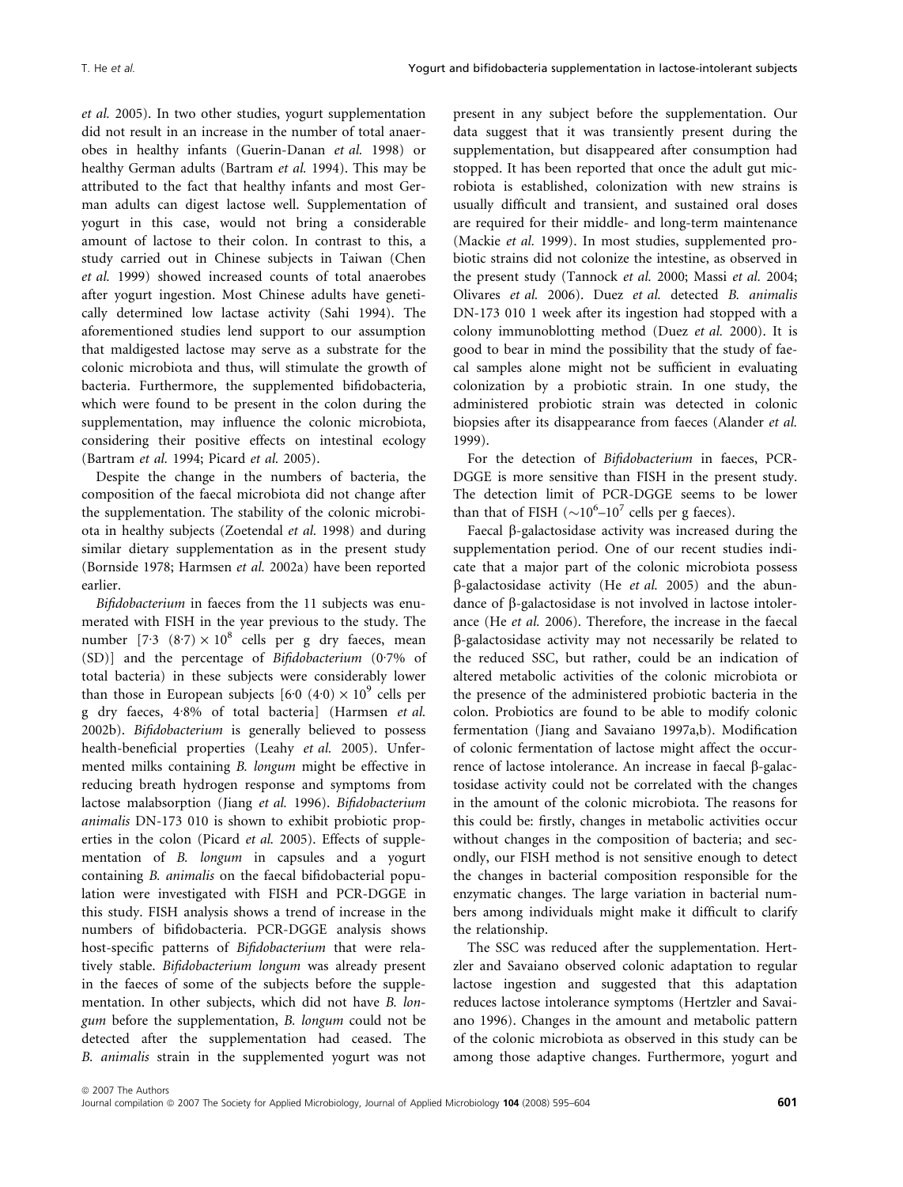*et al.* 2005). In two other studies, yogurt supplementation did not result in an increase in the number of total anaerobes in healthy infants (Guerin-Danan *et al.* 1998) or healthy German adults (Bartram *et al.* 1994). This may be attributed to the fact that healthy infants and most German adults can digest lactose well. Supplementation of yogurt in this case, would not bring a considerable amount of lactose to their colon. In contrast to this, a study carried out in Chinese subjects in Taiwan (Chen *et al.* 1999) showed increased counts of total anaerobes after yogurt ingestion. Most Chinese adults have genetically determined low lactase activity (Sahi 1994). The aforementioned studies lend support to our assumption that maldigested lactose may serve as a substrate for the colonic microbiota and thus, will stimulate the growth of bacteria. Furthermore, the supplemented bifidobacteria, which were found to be present in the colon during the supplementation, may influence the colonic microbiota, considering their positive effects on intestinal ecology (Bartram *et al.* 1994; Picard *et al.* 2005).

Despite the change in the numbers of bacteria, the composition of the faecal microbiota did not change after the supplementation. The stability of the colonic microbiota in healthy subjects (Zoetendal *et al.* 1998) and during similar dietary supplementation as in the present study (Bornside 1978; Harmsen *et al.* 2002a) have been reported earlier.

*Bifidobacterium* in faeces from the 11 subjects was enumerated with FISH in the year previous to the study. The number $[7{\cdot}3\ (8{\cdot}7) \times 10^8$ cells per g dry faeces, mean (SD)] and the percentage of *Bifidobacterium* (0·7% of total bacteria) in these subjects were considerably lower than those in European subjects $[6{\cdot}0\ (4{\cdot}0) \times 10^9$ cells per g dry faeces, 4·8% of total bacteria] (Harmsen *et al.* 2002b). *Bifidobacterium* is generally believed to possess health-beneficial properties (Leahy *et al.* 2005). Unfermented milks containing *B. longum* might be effective in reducing breath hydrogen response and symptoms from lactose malabsorption (Jiang *et al.* 1996). *Bifidobacterium animalis* DN-173 010 is shown to exhibit probiotic properties in the colon (Picard *et al.* 2005). Effects of supplementation of *B. longum* in capsules and a yogurt containing *B. animalis* on the faecal bifidobacterial population were investigated with FISH and PCR-DGGE in this study. FISH analysis shows a trend of increase in the numbers of bifidobacteria. PCR-DGGE analysis shows host-specific patterns of *Bifidobacterium* that were relatively stable. *Bifidobacterium longum* was already present in the faeces of some of the subjects before the supplementation. In other subjects, which did not have *B. longum* before the supplementation, *B. longum* could not be detected after the supplementation had ceased. The *B. animalis* strain in the supplemented yogurt was not present in any subject before the supplementation. Our data suggest that it was transiently present during the supplementation, but disappeared after consumption had stopped. It has been reported that once the adult gut microbiota is established, colonization with new strains is usually difficult and transient, and sustained oral doses are required for their middle- and long-term maintenance (Mackie *et al.* 1999). In most studies, supplemented probiotic strains did not colonize the intestine, as observed in the present study (Tannock *et al.* 2000; Massi *et al.* 2004; Olivares *et al.* 2006). Duez *et al.* detected *B. animalis* DN-173 010 1 week after its ingestion had stopped with a colony immunoblotting method (Duez *et al.* 2000). It is good to bear in mind the possibility that the study of faecal samples alone might not be sufficient in evaluating colonization by a probiotic strain. In one study, the administered probiotic strain was detected in colonic biopsies after its disappearance from faeces (Alander *et al.* 1999).

For the detection of *Bifidobacterium* in faeces, PCR-DGGE is more sensitive than FISH in the present study. The detection limit of PCR-DGGE seems to be lower than that of FISH ($\sim 10^6$–$10^7$ cells per g faeces).

Faecal β-galactosidase activity was increased during the supplementation period. One of our recent studies indicate that a major part of the colonic microbiota possess β-galactosidase activity (He *et al.* 2005) and the abundance of β-galactosidase is not involved in lactose intolerance (He *et al.* 2006). Therefore, the increase in the faecal β-galactosidase activity may not necessarily be related to the reduced SSC, but rather, could be an indication of altered metabolic activities of the colonic microbiota or the presence of the administered probiotic bacteria in the colon. Probiotics are found to be able to modify colonic fermentation (Jiang and Savaiano 1997a,b). Modification of colonic fermentation of lactose might affect the occurrence of lactose intolerance. An increase in faecal β-galactosidase activity could not be correlated with the changes in the amount of the colonic microbiota. The reasons for this could be: firstly, changes in metabolic activities occur without changes in the composition of bacteria; and secondly, our FISH method is not sensitive enough to detect the changes in bacterial composition responsible for the enzymatic changes. The large variation in bacterial numbers among individuals might make it difficult to clarify the relationship.

The SSC was reduced after the supplementation. Hertzler and Savaiano observed colonic adaptation to regular lactose ingestion and suggested that this adaptation reduces lactose intolerance symptoms (Hertzler and Savaiano 1996). Changes in the amount and metabolic pattern of the colonic microbiota as observed in this study can be among those adaptive changes. Furthermore, yogurt and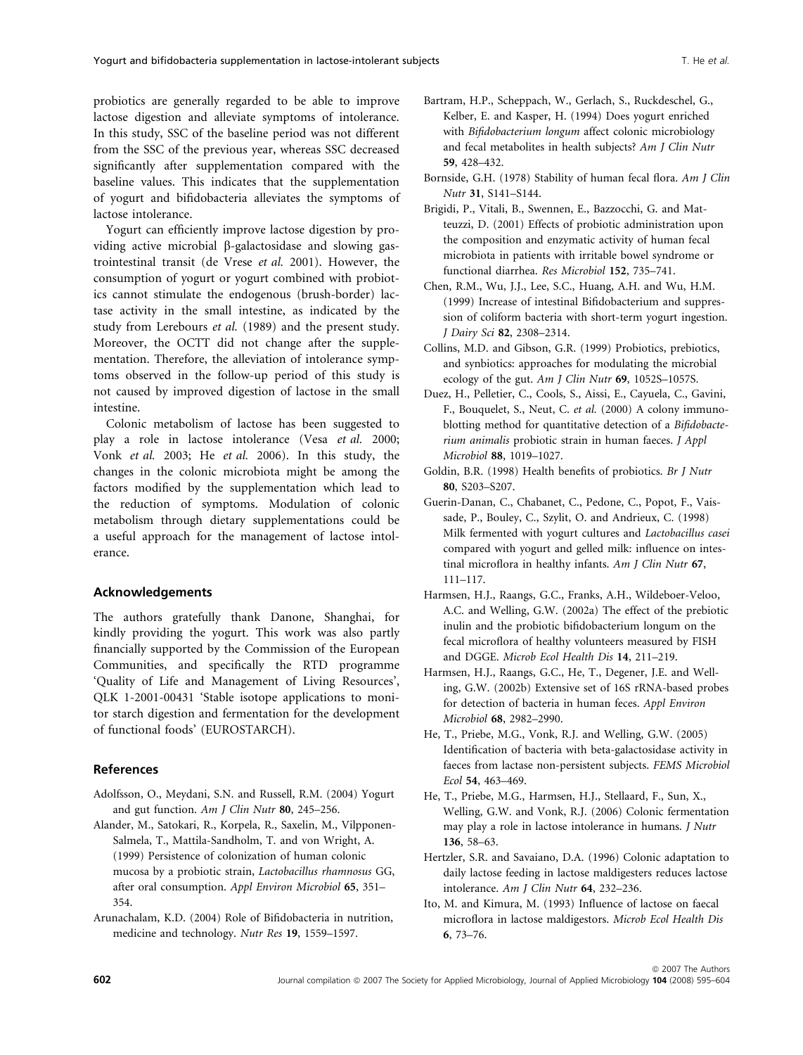probiotics are generally regarded to be able to improve lactose digestion and alleviate symptoms of intolerance. In this study, SSC of the baseline period was not different from the SSC of the previous year, whereas SSC decreased significantly after supplementation compared with the baseline values. This indicates that the supplementation of yogurt and bifidobacteria alleviates the symptoms of lactose intolerance.

Yogurt can efficiently improve lactose digestion by providing active microbial β-galactosidase and slowing gastrointestinal transit (de Vrese *et al.* 2001). However, the consumption of yogurt or yogurt combined with probiotics cannot stimulate the endogenous (brush-border) lactase activity in the small intestine, as indicated by the study from Lerebours *et al.* (1989) and the present study. Moreover, the OCTT did not change after the supplementation. Therefore, the alleviation of intolerance symptoms observed in the follow-up period of this study is not caused by improved digestion of lactose in the small intestine.

Colonic metabolism of lactose has been suggested to play a role in lactose intolerance (Vesa *et al.* 2000; Vonk *et al.* 2003; He *et al.* 2006). In this study, the changes in the colonic microbiota might be among the factors modified by the supplementation which lead to the reduction of symptoms. Modulation of colonic metabolism through dietary supplementations could be a useful approach for the management of lactose intolerance.

## Acknowledgements

The authors gratefully thank Danone, Shanghai, for kindly providing the yogurt. This work was also partly financially supported by the Commission of the European Communities, and specifically the RTD programme 'Quality of Life and Management of Living Resources', QLK 1-2001-00431 'Stable isotope applications to monitor starch digestion and fermentation for the development of functional foods' (EUROSTARCH).

## References

Adolfsson, O., Meydani, S.N. and Russell, R.M. (2004) Yogurt and gut function. *Am J Clin Nutr* **80**, 245–256.

Alander, M., Satokari, R., Korpela, R., Saxelin, M., Vilpponen-Salmela, T., Mattila-Sandholm, T. and von Wright, A. (1999) Persistence of colonization of human colonic mucosa by a probiotic strain, *Lactobacillus rhamnosus* GG, after oral consumption. *Appl Environ Microbiol* **65**, 351–354.

Arunachalam, K.D. (2004) Role of Bifidobacteria in nutrition, medicine and technology. *Nutr Res* **19**, 1559–1597.

Bartram, H.P., Scheppach, W., Gerlach, S., Ruckdeschel, G., Kelber, E. and Kasper, H. (1994) Does yogurt enriched with *Bifidobacterium longum* affect colonic microbiology and fecal metabolites in health subjects? *Am J Clin Nutr* **59**, 428–432.

Bornside, G.H. (1978) Stability of human fecal flora. *Am J Clin Nutr* **31**, S141–S144.

Brigidi, P., Vitali, B., Swennen, E., Bazzocchi, G. and Matteuzzi, D. (2001) Effects of probiotic administration upon the composition and enzymatic activity of human fecal microbiota in patients with irritable bowel syndrome or functional diarrhea. *Res Microbiol* **152**, 735–741.

Chen, R.M., Wu, J.J., Lee, S.C., Huang, A.H. and Wu, H.M. (1999) Increase of intestinal Bifidobacterium and suppression of coliform bacteria with short-term yogurt ingestion. *J Dairy Sci* **82**, 2308–2314.

Collins, M.D. and Gibson, G.R. (1999) Probiotics, prebiotics, and synbiotics: approaches for modulating the microbial ecology of the gut. *Am J Clin Nutr* **69**, 1052S–1057S.

Duez, H., Pelletier, C., Cools, S., Aissi, E., Cayuela, C., Gavini, F., Bouquelet, S., Neut, C. *et al.* (2000) A colony immunoblotting method for quantitative detection of a *Bifidobacterium animalis* probiotic strain in human faeces. *J Appl Microbiol* **88**, 1019–1027.

Goldin, B.R. (1998) Health benefits of probiotics. *Br J Nutr* **80**, S203–S207.

Guerin-Danan, C., Chabanet, C., Pedone, C., Popot, F., Vaissade, P., Bouley, C., Szylit, O. and Andrieux, C. (1998) Milk fermented with yogurt cultures and *Lactobacillus casei* compared with yogurt and gelled milk: influence on intestinal microflora in healthy infants. *Am J Clin Nutr* **67**, 111–117.

Harmsen, H.J., Raangs, G.C., Franks, A.H., Wildeboer-Veloo, A.C. and Welling, G.W. (2002a) The effect of the prebiotic inulin and the probiotic bifidobacterium longum on the fecal microflora of healthy volunteers measured by FISH and DGGE. *Microb Ecol Health Dis* **14**, 211–219.

Harmsen, H.J., Raangs, G.C., He, T., Degener, J.E. and Welling, G.W. (2002b) Extensive set of 16S rRNA-based probes for detection of bacteria in human feces. *Appl Environ Microbiol* **68**, 2982–2990.

He, T., Priebe, M.G., Vonk, R.J. and Welling, G.W. (2005) Identification of bacteria with beta-galactosidase activity in faeces from lactase non-persistent subjects. *FEMS Microbiol Ecol* **54**, 463–469.

He, T., Priebe, M.G., Harmsen, H.J., Stellaard, F., Sun, X., Welling, G.W. and Vonk, R.J. (2006) Colonic fermentation may play a role in lactose intolerance in humans. *J Nutr* **136**, 58–63.

Hertzler, S.R. and Savaiano, D.A. (1996) Colonic adaptation to daily lactose feeding in lactose maldigesters reduces lactose intolerance. *Am J Clin Nutr* **64**, 232–236.

Ito, M. and Kimura, M. (1993) Influence of lactose on faecal microflora in lactose maldigestors. *Microb Ecol Health Dis* **6**, 73–76.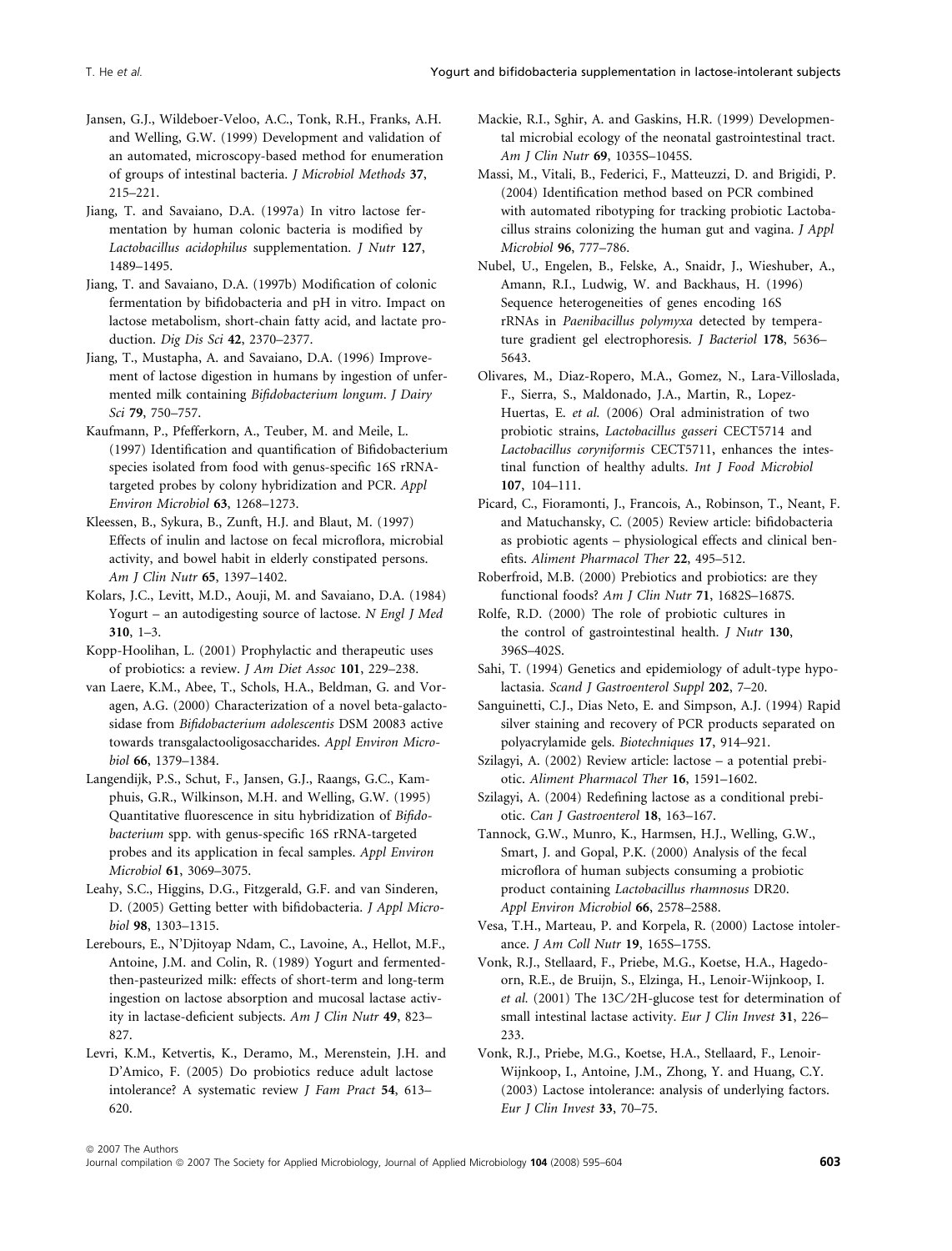Jansen, G.J., Wildeboer-Veloo, A.C., Tonk, R.H., Franks, A.H. and Welling, G.W. (1999) Development and validation of an automated, microscopy-based method for enumeration of groups of intestinal bacteria. *J Microbiol Methods* **37**, 215–221.

Jiang, T. and Savaiano, D.A. (1997a) In vitro lactose fermentation by human colonic bacteria is modified by *Lactobacillus acidophilus* supplementation. *J Nutr* **127**, 1489–1495.

Jiang, T. and Savaiano, D.A. (1997b) Modification of colonic fermentation by bifidobacteria and pH in vitro. Impact on lactose metabolism, short-chain fatty acid, and lactate production. *Dig Dis Sci* **42**, 2370–2377.

Jiang, T., Mustapha, A. and Savaiano, D.A. (1996) Improvement of lactose digestion in humans by ingestion of unfermented milk containing *Bifidobacterium longum*. *J Dairy Sci* **79**, 750–757.

Kaufmann, P., Pfefferkorn, A., Teuber, M. and Meile, L. (1997) Identification and quantification of Bifidobacterium species isolated from food with genus-specific 16S rRNA-targeted probes by colony hybridization and PCR. *Appl Environ Microbiol* **63**, 1268–1273.

Kleessen, B., Sykura, B., Zunft, H.J. and Blaut, M. (1997) Effects of inulin and lactose on fecal microflora, microbial activity, and bowel habit in elderly constipated persons. *Am J Clin Nutr* **65**, 1397–1402.

Kolars, J.C., Levitt, M.D., Aouji, M. and Savaiano, D.A. (1984) Yogurt – an autodigesting source of lactose. *N Engl J Med* **310**, 1–3.

Kopp-Hoolihan, L. (2001) Prophylactic and therapeutic uses of probiotics: a review. *J Am Diet Assoc* **101**, 229–238.

van Laere, K.M., Abee, T., Schols, H.A., Beldman, G. and Voragen, A.G. (2000) Characterization of a novel beta-galactosidase from *Bifidobacterium adolescentis* DSM 20083 active towards transgalactooligosaccharides. *Appl Environ Microbiol* **66**, 1379–1384.

Langendijk, P.S., Schut, F., Jansen, G.J., Raangs, G.C., Kamphuis, G.R., Wilkinson, M.H. and Welling, G.W. (1995) Quantitative fluorescence in situ hybridization of *Bifidobacterium* spp. with genus-specific 16S rRNA-targeted probes and its application in fecal samples. *Appl Environ Microbiol* **61**, 3069–3075.

Leahy, S.C., Higgins, D.G., Fitzgerald, G.F. and van Sinderen, D. (2005) Getting better with bifidobacteria. *J Appl Microbiol* **98**, 1303–1315.

Lerebours, E., N'Djitoyap Ndam, C., Lavoine, A., Hellot, M.F., Antoine, J.M. and Colin, R. (1989) Yogurt and fermented-then-pasteurized milk: effects of short-term and long-term ingestion on lactose absorption and mucosal lactase activity in lactase-deficient subjects. *Am J Clin Nutr* **49**, 823–827.

Levri, K.M., Ketvertis, K., Deramo, M., Merenstein, J.H. and D'Amico, F. (2005) Do probiotics reduce adult lactose intolerance? A systematic review *J Fam Pract* **54**, 613–620.

Mackie, R.I., Sghir, A. and Gaskins, H.R. (1999) Developmental microbial ecology of the neonatal gastrointestinal tract. *Am J Clin Nutr* **69**, 1035S–1045S.

Massi, M., Vitali, B., Federici, F., Matteuzzi, D. and Brigidi, P. (2004) Identification method based on PCR combined with automated ribotyping for tracking probiotic Lactobacillus strains colonizing the human gut and vagina. *J Appl Microbiol* **96**, 777–786.

Nubel, U., Engelen, B., Felske, A., Snaidr, J., Wieshuber, A., Amann, R.I., Ludwig, W. and Backhaus, H. (1996) Sequence heterogeneities of genes encoding 16S rRNAs in *Paenibacillus polymyxa* detected by temperature gradient gel electrophoresis. *J Bacteriol* **178**, 5636–5643.

Olivares, M., Diaz-Ropero, M.A., Gomez, N., Lara-Villoslada, F., Sierra, S., Maldonado, J.A., Martin, R., Lopez-Huertas, E. *et al.* (2006) Oral administration of two probiotic strains, *Lactobacillus gasseri* CECT5714 and *Lactobacillus coryniformis* CECT5711, enhances the intestinal function of healthy adults. *Int J Food Microbiol* **107**, 104–111.

Picard, C., Fioramonti, J., Francois, A., Robinson, T., Neant, F. and Matuchansky, C. (2005) Review article: bifidobacteria as probiotic agents – physiological effects and clinical benefits. *Aliment Pharmacol Ther* **22**, 495–512.

Roberfroid, M.B. (2000) Prebiotics and probiotics: are they functional foods? *Am J Clin Nutr* **71**, 1682S–1687S.

Rolfe, R.D. (2000) The role of probiotic cultures in the control of gastrointestinal health. *J Nutr* **130**, 396S–402S.

Sahi, T. (1994) Genetics and epidemiology of adult-type hypolactasia. *Scand J Gastroenterol Suppl* **202**, 7–20.

Sanguinetti, C.J., Dias Neto, E. and Simpson, A.J. (1994) Rapid silver staining and recovery of PCR products separated on polyacrylamide gels. *Biotechniques* **17**, 914–921.

Szilagyi, A. (2002) Review article: lactose – a potential prebiotic. *Aliment Pharmacol Ther* **16**, 1591–1602.

Szilagyi, A. (2004) Redefining lactose as a conditional prebiotic. *Can J Gastroenterol* **18**, 163–167.

Tannock, G.W., Munro, K., Harmsen, H.J., Welling, G.W., Smart, J. and Gopal, P.K. (2000) Analysis of the fecal microflora of human subjects consuming a probiotic product containing *Lactobacillus rhamnosus* DR20. *Appl Environ Microbiol* **66**, 2578–2588.

Vesa, T.H., Marteau, P. and Korpela, R. (2000) Lactose intolerance. *J Am Coll Nutr* **19**, 165S–175S.

Vonk, R.J., Stellaard, F., Priebe, M.G., Koetse, H.A., Hagedoorn, R.E., de Bruijn, S., Elzinga, H., Lenoir-Wijnkoop, I. *et al.* (2001) The 13C/2H-glucose test for determination of small intestinal lactase activity. *Eur J Clin Invest* **31**, 226–233.

Vonk, R.J., Priebe, M.G., Koetse, H.A., Stellaard, F., Lenoir-Wijnkoop, I., Antoine, J.M., Zhong, Y. and Huang, C.Y. (2003) Lactose intolerance: analysis of underlying factors. *Eur J Clin Invest* **33**, 70–75.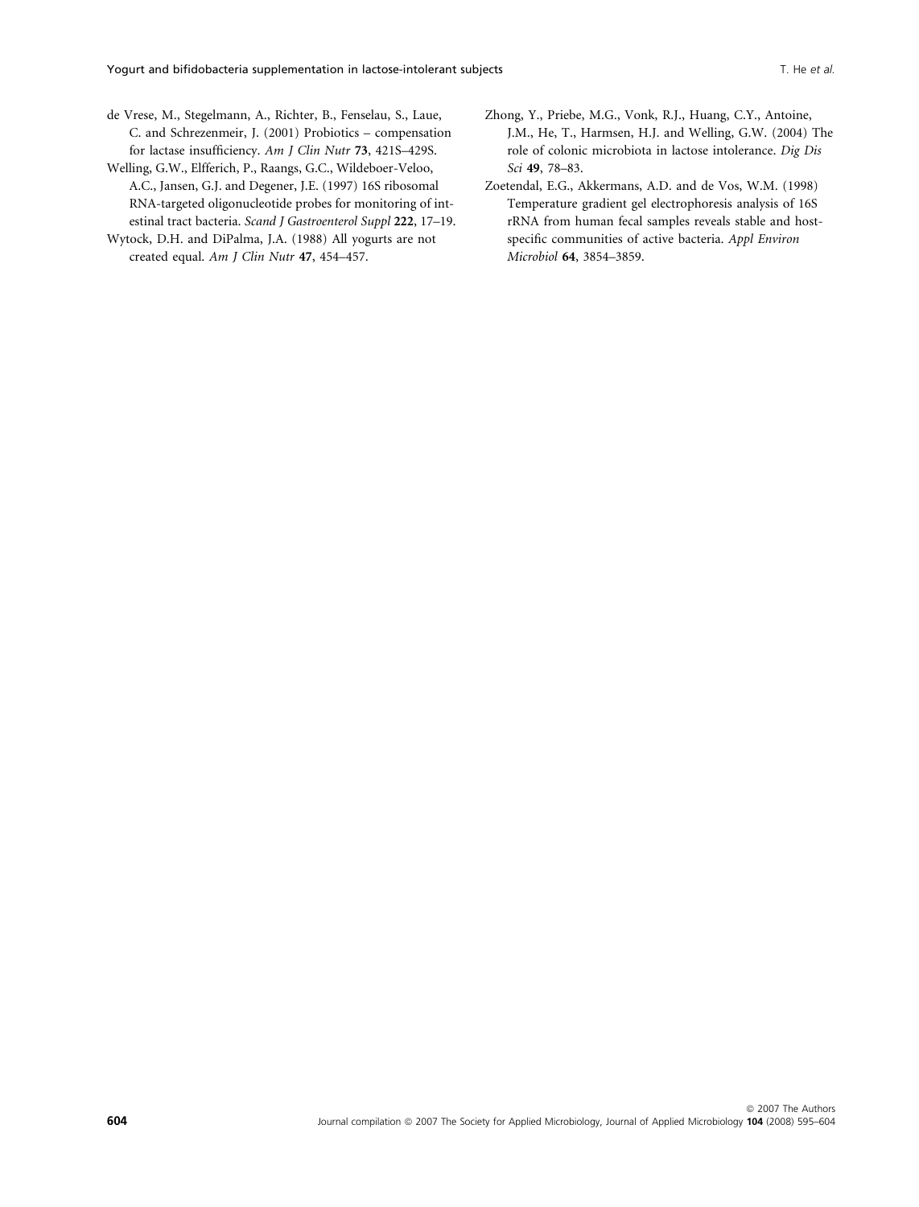de Vrese, M., Stegelmann, A., Richter, B., Fenselau, S., Laue, C. and Schrezenmeir, J. (2001) Probiotics – compensation for lactase insufficiency. *Am J Clin Nutr* **73**, 421S–429S.

Welling, G.W., Elfferich, P., Raangs, G.C., Wildeboer-Veloo, A.C., Jansen, G.J. and Degener, J.E. (1997) 16S ribosomal RNA-targeted oligonucleotide probes for monitoring of intestinal tract bacteria. *Scand J Gastroenterol Suppl* **222**, 17–19.

Wytock, D.H. and DiPalma, J.A. (1988) All yogurts are not created equal. *Am J Clin Nutr* **47**, 454–457.

Zhong, Y., Priebe, M.G., Vonk, R.J., Huang, C.Y., Antoine, J.M., He, T., Harmsen, H.J. and Welling, G.W. (2004) The role of colonic microbiota in lactose intolerance. *Dig Dis Sci* **49**, 78–83.

Zoetendal, E.G., Akkermans, A.D. and de Vos, W.M. (1998) Temperature gradient gel electrophoresis analysis of 16S rRNA from human fecal samples reveals stable and host-specific communities of active bacteria. *Appl Environ Microbiol* **64**, 3854–3859.